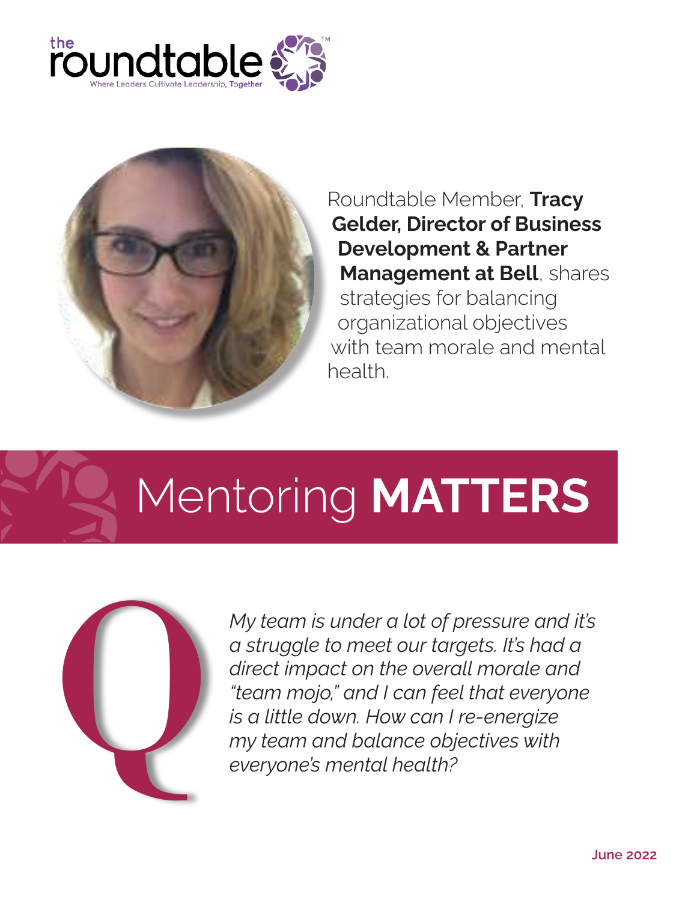the roundtable

Where Leaders Cultivate Leadership, Together

Roundtable Member, **Tracy Gelder, Director of Business Development & Partner Management at Bell**, shares strategies for balancing organizational objectives with team morale and mental health.

# Mentoring **MATTERS**

Q

*My team is under a lot of pressure and it's a struggle to meet our targets. It's had a direct impact on the overall morale and "team mojo," and I can feel that everyone is a little down. How can I re-energize my team and balance objectives with everyone's mental health?*

June 2022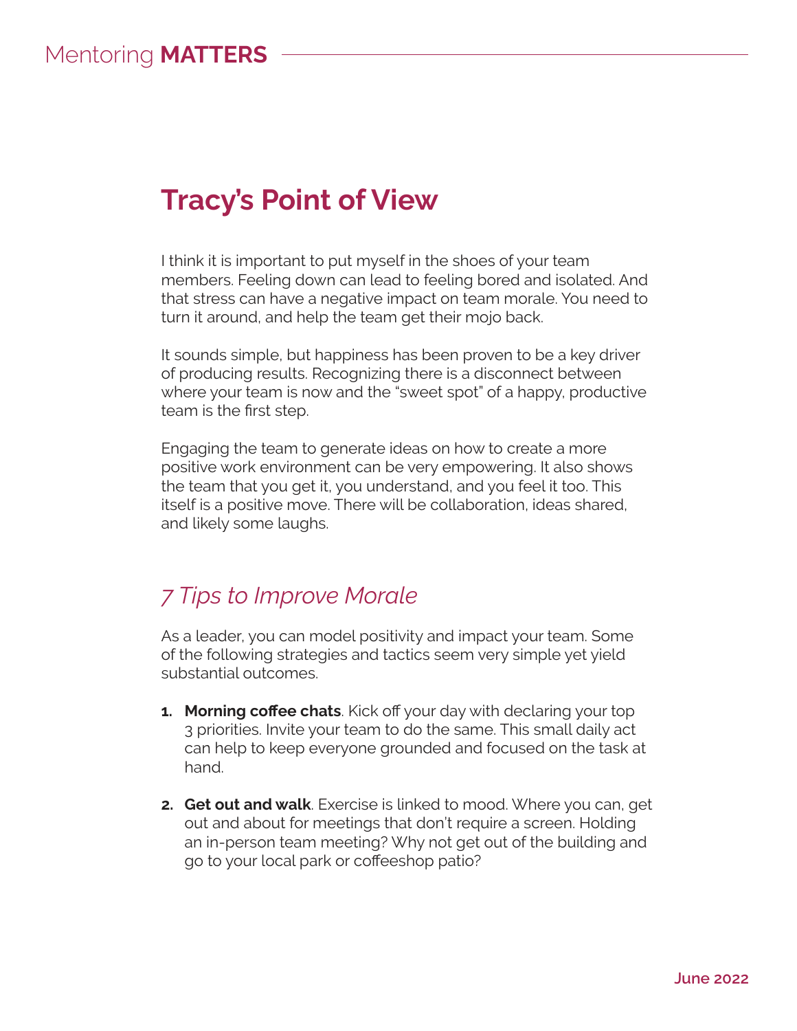# Tracy's Point of View

I think it is important to put myself in the shoes of your team members. Feeling down can lead to feeling bored and isolated. And that stress can have a negative impact on team morale. You need to turn it around, and help the team get their mojo back.

It sounds simple, but happiness has been proven to be a key driver of producing results. Recognizing there is a disconnect between where your team is now and the "sweet spot" of a happy, productive team is the first step.

Engaging the team to generate ideas on how to create a more positive work environment can be very empowering. It also shows the team that you get it, you understand, and you feel it too. This itself is a positive move. There will be collaboration, ideas shared, and likely some laughs.

## *7 Tips to Improve Morale*

As a leader, you can model positivity and impact your team. Some of the following strategies and tactics seem very simple yet yield substantial outcomes.

1. **Morning coffee chats**. Kick off your day with declaring your top 3 priorities. Invite your team to do the same. This small daily act can help to keep everyone grounded and focused on the task at hand.

2. **Get out and walk**. Exercise is linked to mood. Where you can, get out and about for meetings that don't require a screen. Holding an in-person team meeting? Why not get out of the building and go to your local park or coffeeshop patio?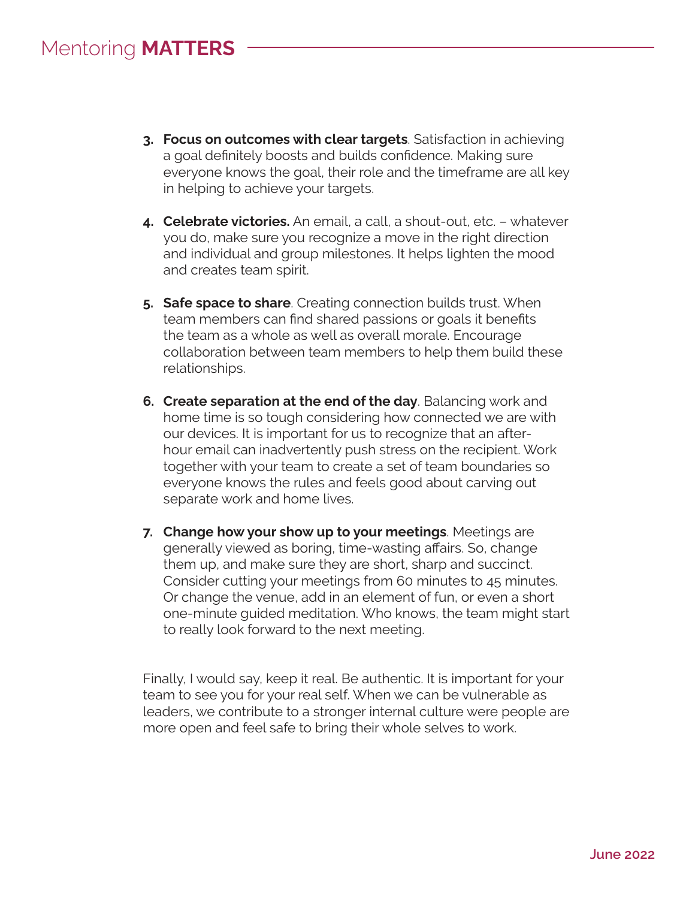3. **Focus on outcomes with clear targets**. Satisfaction in achieving a goal definitely boosts and builds confidence. Making sure everyone knows the goal, their role and the timeframe are all key in helping to achieve your targets.

4. **Celebrate victories.** An email, a call, a shout-out, etc. – whatever you do, make sure you recognize a move in the right direction and individual and group milestones. It helps lighten the mood and creates team spirit.

5. **Safe space to share**. Creating connection builds trust. When team members can find shared passions or goals it benefits the team as a whole as well as overall morale. Encourage collaboration between team members to help them build these relationships.

6. **Create separation at the end of the day**. Balancing work and home time is so tough considering how connected we are with our devices. It is important for us to recognize that an after-hour email can inadvertently push stress on the recipient. Work together with your team to create a set of team boundaries so everyone knows the rules and feels good about carving out separate work and home lives.

7. **Change how your show up to your meetings**. Meetings are generally viewed as boring, time-wasting affairs. So, change them up, and make sure they are short, sharp and succinct. Consider cutting your meetings from 60 minutes to 45 minutes. Or change the venue, add in an element of fun, or even a short one-minute guided meditation. Who knows, the team might start to really look forward to the next meeting.

Finally, I would say, keep it real. Be authentic. It is important for your team to see you for your real self. When we can be vulnerable as leaders, we contribute to a stronger internal culture were people are more open and feel safe to bring their whole selves to work.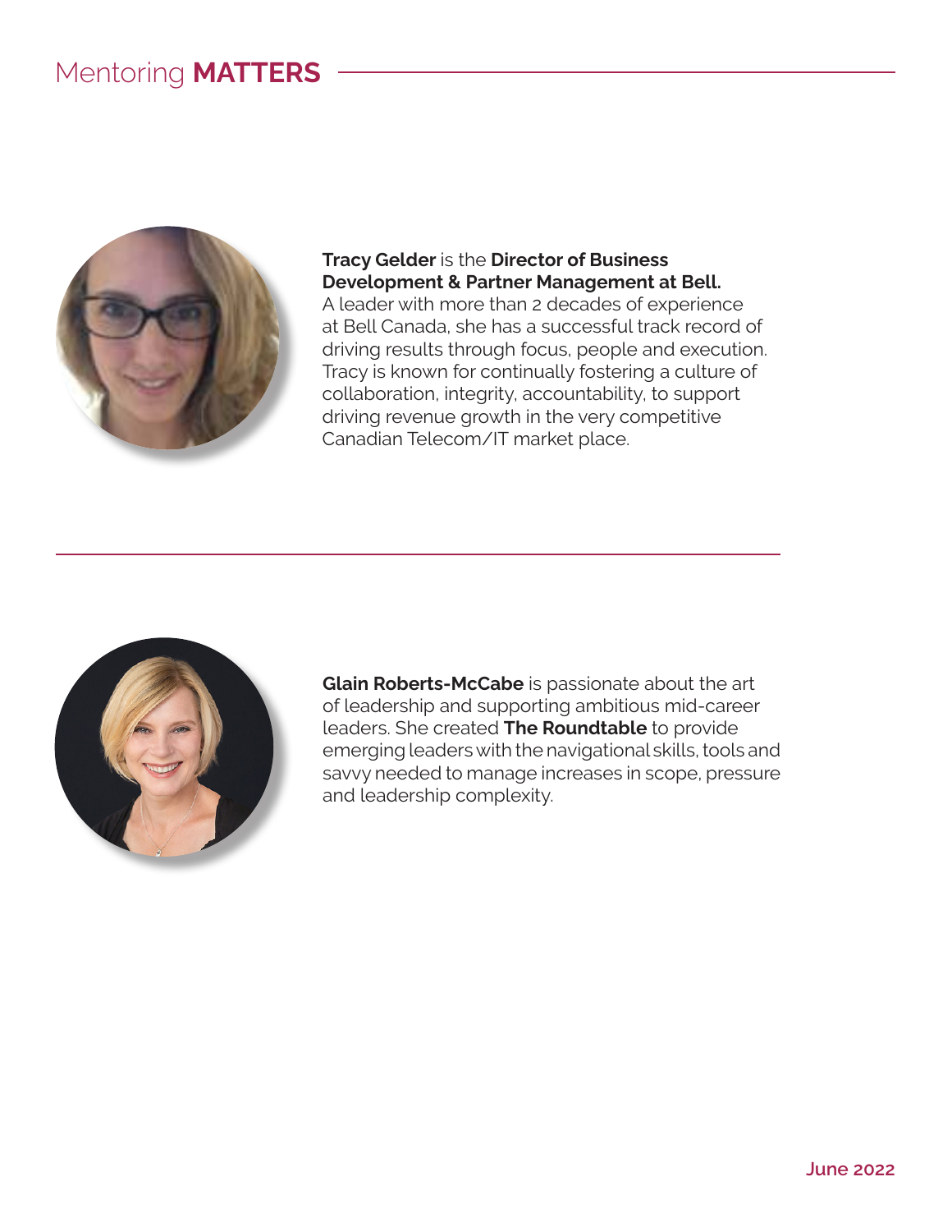**Tracy Gelder** is the **Director of Business Development & Partner Management at Bell.** A leader with more than 2 decades of experience at Bell Canada, she has a successful track record of driving results through focus, people and execution. Tracy is known for continually fostering a culture of collaboration, integrity, accountability, to support driving revenue growth in the very competitive Canadian Telecom/IT market place.

---

**Glain Roberts-McCabe** is passionate about the art of leadership and supporting ambitious mid-career leaders. She created **The Roundtable** to provide emerging leaders with the navigational skills, tools and savvy needed to manage increases in scope, pressure and leadership complexity.